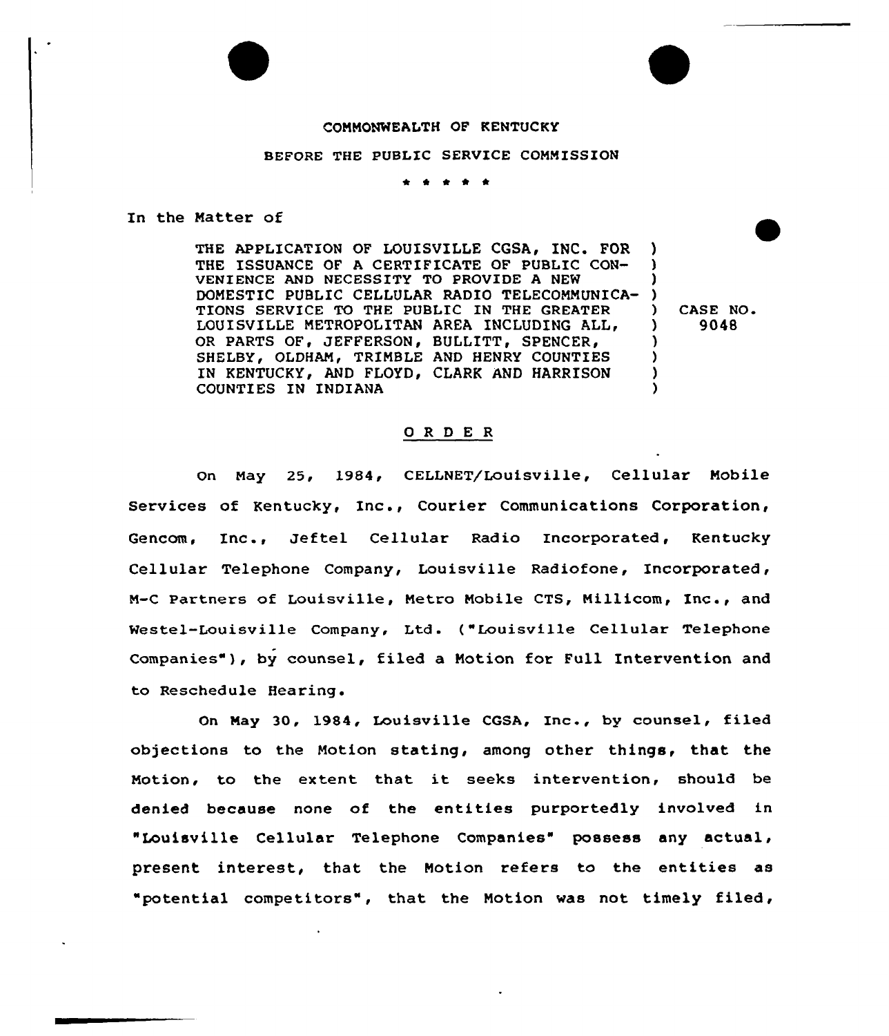COMMONWEALTH OF KENTUCKY

BEFORE THE PUBLIC SERVICE COMMISSION

\* \* \* \* \*

In the Matter of

| | |
|---|---|
| THE APPLICATION OF LOUISVILLE CGSA, INC. FOR THE ISSUANCE OF A CERTIFICATE OF PUBLIC CONVENIENCE AND NECESSITY TO PROVIDE A NEW DOMESTIC PUBLIC CELLULAR RADIO TELECOMMUNICATIONS SERVICE TO THE PUBLIC IN THE GREATER LOUISVILLE METROPOLITAN AREA INCLUDING ALL, OR PARTS OF, JEFFERSON, BULLITT, SPENCER, SHELBY, OLDHAM, TRIMBLE AND HENRY COUNTIES IN KENTUCKY, AND FLOYD, CLARK AND HARRISON COUNTIES IN INDIANA | CASE NO. 9048 |

## O R D E R

On May 25, 1984, CELLNET/Louisville, Cellular Mobile Services of Kentucky, Inc., Courier Communications Corporation, Gencom, Inc., Jeftel Cellular Radio Incorporated, Kentucky Cellular Telephone Company, Louisville Radiofone, Incorporated, M-C Partners of Louisville, Metro Mobile CTS, Millicom, Inc., and Westel-Louisville Company, Ltd. ("Louisville Cellular Telephone Companies"), by counsel, filed a Motion for Full Intervention and to Reschedule Hearing.

On May 30, 1984, Louisville CGSA, Inc., by counsel, filed objections to the Motion stating, among other things, that the Motion, to the extent that it seeks intervention, should be denied because none of the entities purportedly involved in "Louisville Cellular Telephone Companies" possess any actual, present interest, that the Motion refers to the entities as "potential competitors", that the Motion was not timely filed,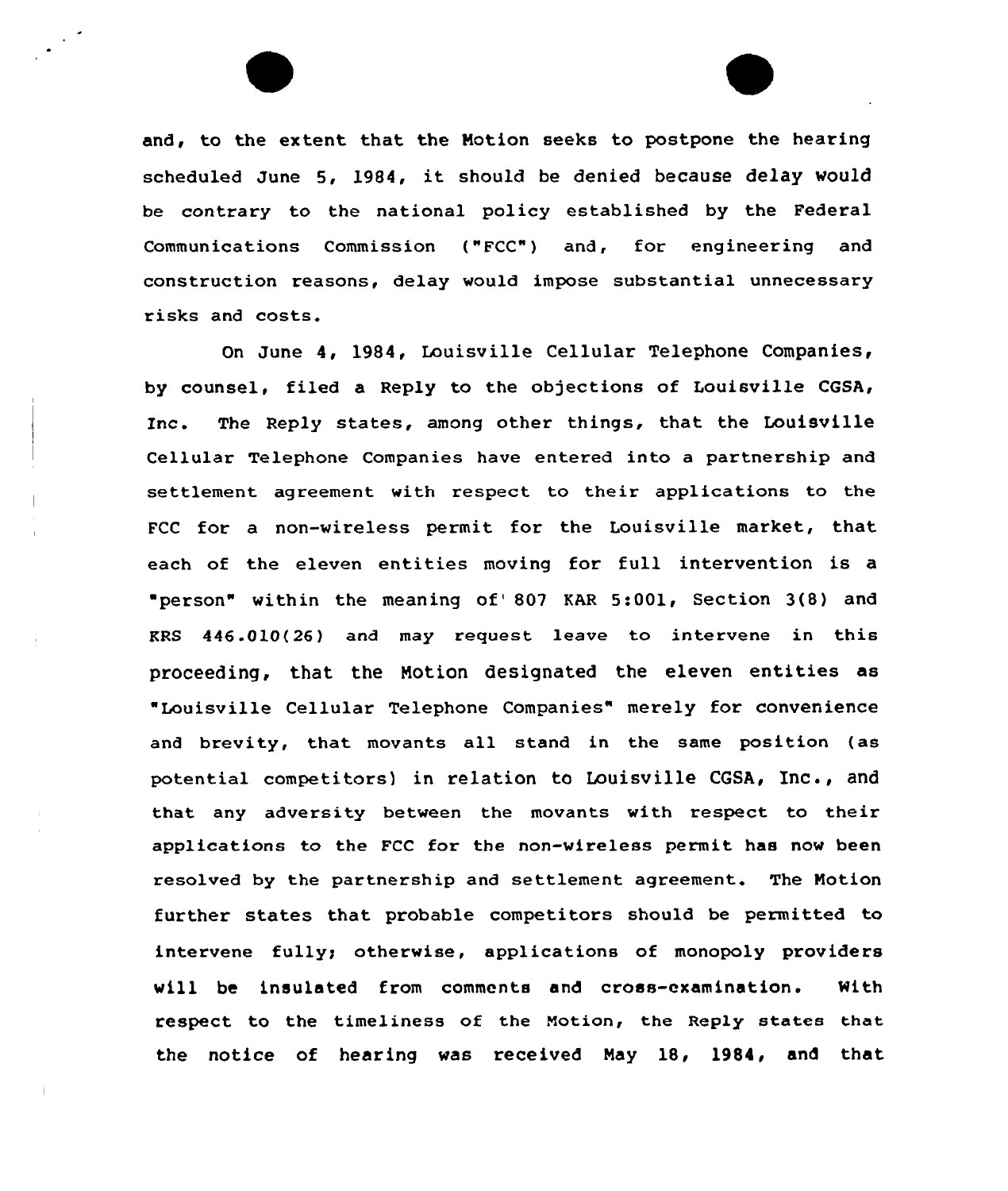and, to the extent that the Motion seeks to postpone the hearing scheduled June 5, 1984, it should be denied because delay would be contrary to the national policy established by the Federal Communications Commission ("FCC") and, for engineering and construction reasons, delay would impose substantial unnecessary risks and costs.

On June 4, 1984, Louisville Cellular Telephone Companies, by counsel, filed a Reply to the objections of Louisville CGSA, Inc. The Reply states, among other things, that the Louisville Cellular Telephone Companies have entered into a partnership and settlement agreement with respect to their applications to the FCC for a non-wireless permit for the Louisville market, that each of the eleven entities moving for full intervention is a "person" within the meaning of 807 KAR 5:001, Section 3(8) and KRS 446.010(26) and may request leave to intervene in this proceeding, that the Motion designated the eleven entities as "Louisville Cellular Telephone Companies" merely for convenience and brevity, that movants all stand in the same position (as potential competitors) in relation to Louisville CGSA, Inc., and that any adversity between the movants with respect to their applications to the FCC for the non-wireless permit has now been resolved by the partnership and settlement agreement. The Motion further states that probable competitors should be permitted to intervene fully; otherwise, applications of monopoly providers will be insulated from comments and cross-examination. With respect to the timeliness of the Motion, the Reply states that the notice of hearing was received May 18, 1984, and that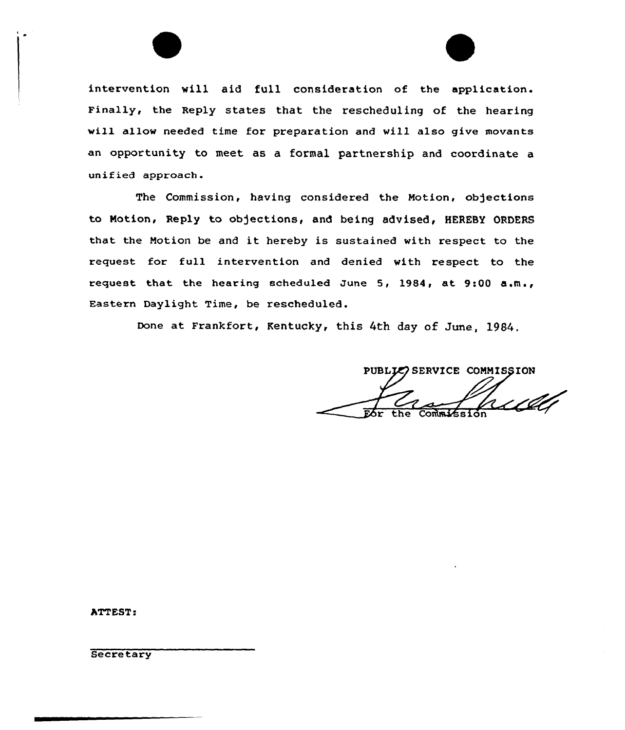intervention will aid full consideration of the application. Finally, the Reply states that the rescheduling of the hearing will allow needed time for preparation and will also give movants an opportunity to meet as a formal partnership and coordinate a unified approach.

The Commission, having considered the Motion, objections to Motion, Reply to objections, and being advised, HEREBY ORDERS that the Motion be and it hereby is sustained with respect to the request for full intervention and denied with respect to the request that the hearing scheduled June 5, 1984, at 9:00 a.m., Eastern Daylight Time, be rescheduled.

Done at Frankfort, Kentucky, this 4th day of June, 1984.

PUBLIC SERVICE COMMISSION

For the Commission

ATTEST:

Secretary